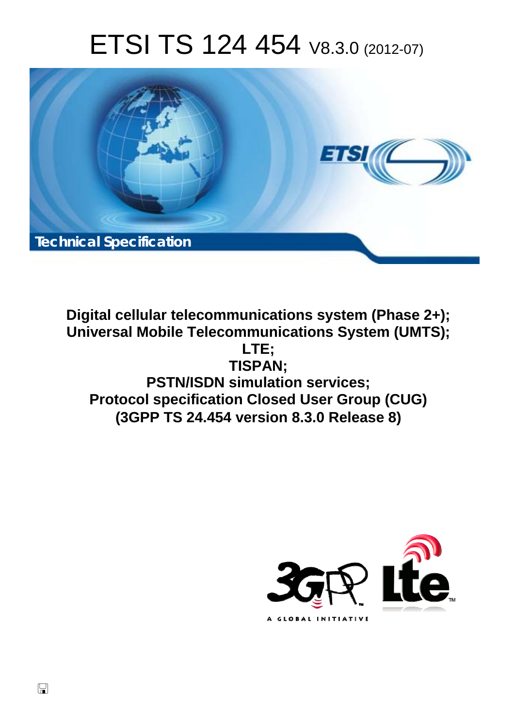# ETSI TS 124 454 V8.3.0 (2012-07)

Technical Specification

**Digital cellular telecommunications system (Phase 2+);**
**Universal Mobile Telecommunications System (UMTS);**
**LTE;**
**TISPAN;**
**PSTN/ISDN simulation services;**
**Protocol specification Closed User Group (CUG)**
**(3GPP TS 24.454 version 8.3.0 Release 8)**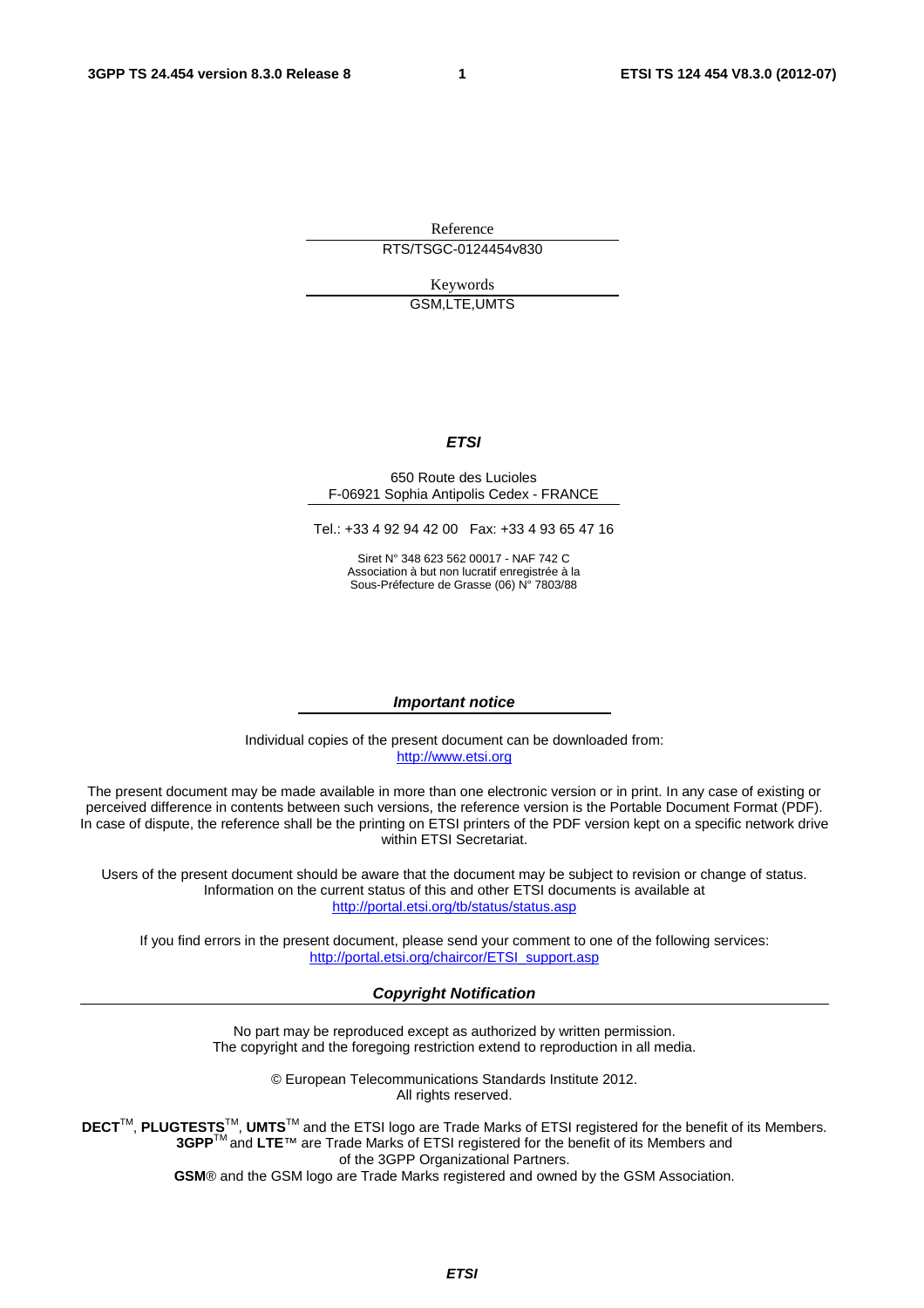Reference

RTS/TSGC-0124454v830

Keywords

GSM,LTE,UMTS

***ETSI***

650 Route des Lucioles
F-06921 Sophia Antipolis Cedex - FRANCE

Tel.: +33 4 92 94 42 00 Fax: +33 4 93 65 47 16

Siret N° 348 623 562 00017 - NAF 742 C
Association à but non lucratif enregistrée à la
Sous-Préfecture de Grasse (06) N° 7803/88

***Important notice***

Individual copies of the present document can be downloaded from:
http://www.etsi.org

The present document may be made available in more than one electronic version or in print. In any case of existing or perceived difference in contents between such versions, the reference version is the Portable Document Format (PDF). In case of dispute, the reference shall be the printing on ETSI printers of the PDF version kept on a specific network drive within ETSI Secretariat.

Users of the present document should be aware that the document may be subject to revision or change of status. Information on the current status of this and other ETSI documents is available at
http://portal.etsi.org/tb/status/status.asp

If you find errors in the present document, please send your comment to one of the following services:
http://portal.etsi.org/chaircor/ETSI_support.asp

***Copyright Notification***

No part may be reproduced except as authorized by written permission.
The copyright and the foregoing restriction extend to reproduction in all media.

© European Telecommunications Standards Institute 2012.
All rights reserved.

**DECT**™, **PLUGTESTS**™, **UMTS**™ and the ETSI logo are Trade Marks of ETSI registered for the benefit of its Members.
**3GPP**™ and **LTE**™ are Trade Marks of ETSI registered for the benefit of its Members and
of the 3GPP Organizational Partners.
**GSM**® and the GSM logo are Trade Marks registered and owned by the GSM Association.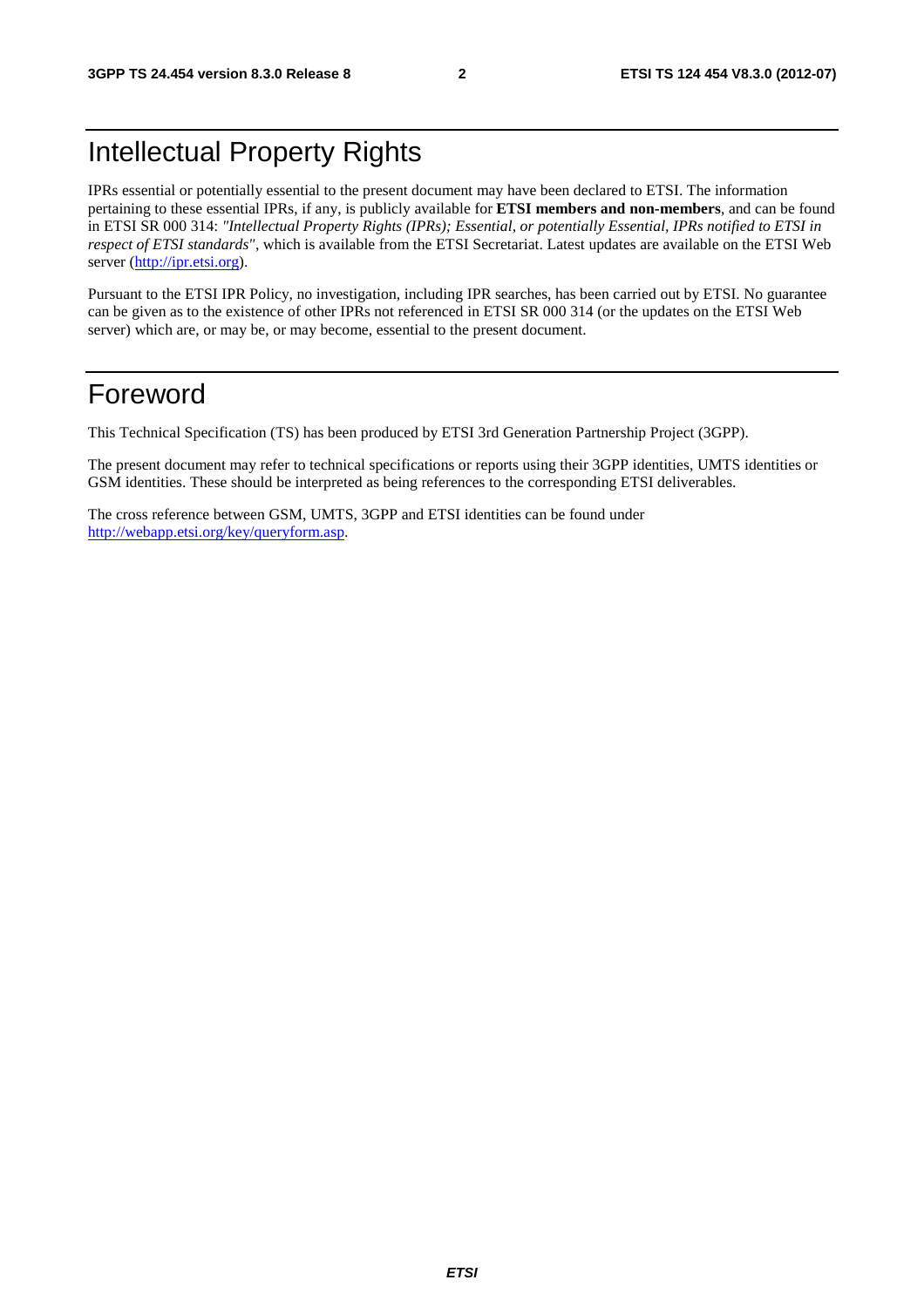# Intellectual Property Rights

IPRs essential or potentially essential to the present document may have been declared to ETSI. The information pertaining to these essential IPRs, if any, is publicly available for **ETSI members and non-members**, and can be found in ETSI SR 000 314: *"Intellectual Property Rights (IPRs); Essential, or potentially Essential, IPRs notified to ETSI in respect of ETSI standards"*, which is available from the ETSI Secretariat. Latest updates are available on the ETSI Web server (http://ipr.etsi.org).

Pursuant to the ETSI IPR Policy, no investigation, including IPR searches, has been carried out by ETSI. No guarantee can be given as to the existence of other IPRs not referenced in ETSI SR 000 314 (or the updates on the ETSI Web server) which are, or may be, or may become, essential to the present document.

# Foreword

This Technical Specification (TS) has been produced by ETSI 3rd Generation Partnership Project (3GPP).

The present document may refer to technical specifications or reports using their 3GPP identities, UMTS identities or GSM identities. These should be interpreted as being references to the corresponding ETSI deliverables.

The cross reference between GSM, UMTS, 3GPP and ETSI identities can be found under http://webapp.etsi.org/key/queryform.asp.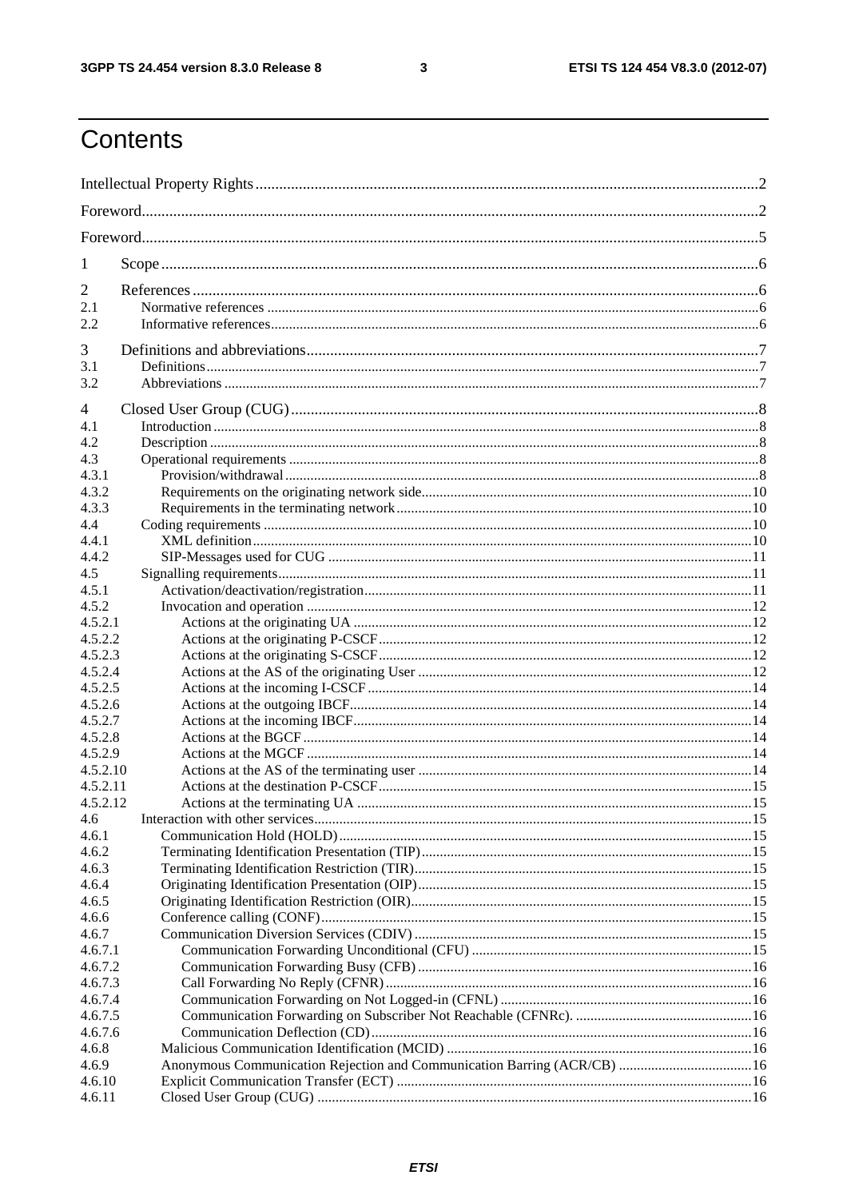# Contents

Intellectual Property Rights ... 2

Foreword ... 2

Foreword ... 5

1 Scope ... 6

2 References ... 6
- 2.1 Normative references ... 6
- 2.2 Informative references ... 6

3 Definitions and abbreviations ... 7
- 3.1 Definitions ... 7
- 3.2 Abbreviations ... 7

4 Closed User Group (CUG) ... 8
- 4.1 Introduction ... 8
- 4.2 Description ... 8
- 4.3 Operational requirements ... 8
- 4.3.1 Provision/withdrawal ... 8
- 4.3.2 Requirements on the originating network side ... 10
- 4.3.3 Requirements in the terminating network ... 10
- 4.4 Coding requirements ... 10
- 4.4.1 XML definition ... 10
- 4.4.2 SIP-Messages used for CUG ... 11
- 4.5 Signalling requirements ... 11
- 4.5.1 Activation/deactivation/registration ... 11
- 4.5.2 Invocation and operation ... 12
- 4.5.2.1 Actions at the originating UA ... 12
- 4.5.2.2 Actions at the originating P-CSCF ... 12
- 4.5.2.3 Actions at the originating S-CSCF ... 12
- 4.5.2.4 Actions at the AS of the originating User ... 12
- 4.5.2.5 Actions at the incoming I-CSCF ... 14
- 4.5.2.6 Actions at the outgoing IBCF ... 14
- 4.5.2.7 Actions at the incoming IBCF ... 14
- 4.5.2.8 Actions at the BGCF ... 14
- 4.5.2.9 Actions at the MGCF ... 14
- 4.5.2.10 Actions at the AS of the terminating user ... 14
- 4.5.2.11 Actions at the destination P-CSCF ... 15
- 4.5.2.12 Actions at the terminating UA ... 15
- 4.6 Interaction with other services ... 15
- 4.6.1 Communication Hold (HOLD) ... 15
- 4.6.2 Terminating Identification Presentation (TIP) ... 15
- 4.6.3 Terminating Identification Restriction (TIR) ... 15
- 4.6.4 Originating Identification Presentation (OIP) ... 15
- 4.6.5 Originating Identification Restriction (OIR) ... 15
- 4.6.6 Conference calling (CONF) ... 15
- 4.6.7 Communication Diversion Services (CDIV) ... 15
- 4.6.7.1 Communication Forwarding Unconditional (CFU) ... 15
- 4.6.7.2 Communication Forwarding Busy (CFB) ... 16
- 4.6.7.3 Call Forwarding No Reply (CFNR) ... 16
- 4.6.7.4 Communication Forwarding on Not Logged-in (CFNL) ... 16
- 4.6.7.5 Communication Forwarding on Subscriber Not Reachable (CFNRc). ... 16
- 4.6.7.6 Communication Deflection (CD) ... 16
- 4.6.8 Malicious Communication Identification (MCID) ... 16
- 4.6.9 Anonymous Communication Rejection and Communication Barring (ACR/CB) ... 16
- 4.6.10 Explicit Communication Transfer (ECT) ... 16
- 4.6.11 Closed User Group (CUG) ... 16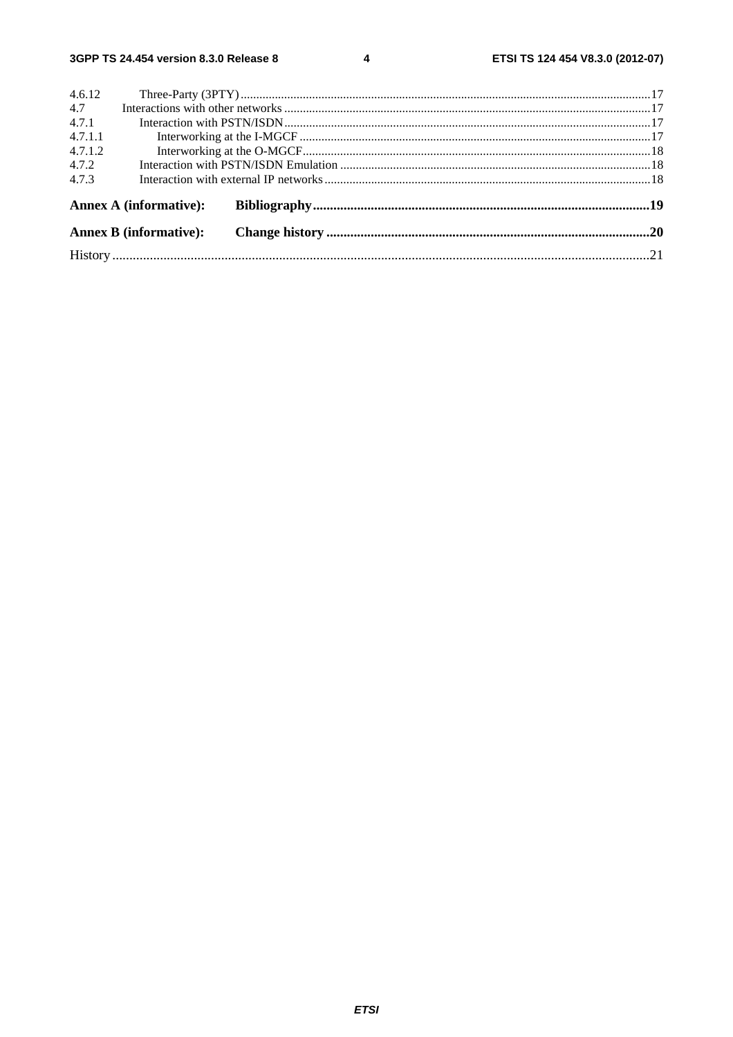4.6.12 Three-Party (3PTY) ..... 17
4.7 Interactions with other networks ..... 17
4.7.1 Interaction with PSTN/ISDN ..... 17
4.7.1.1 Interworking at the I-MGCF ..... 17
4.7.1.2 Interworking at the O-MGCF ..... 18
4.7.2 Interaction with PSTN/ISDN Emulation ..... 18
4.7.3 Interaction with external IP networks ..... 18

**Annex A (informative): Bibliography ..... 19**

**Annex B (informative): Change history ..... 20**

History ..... 21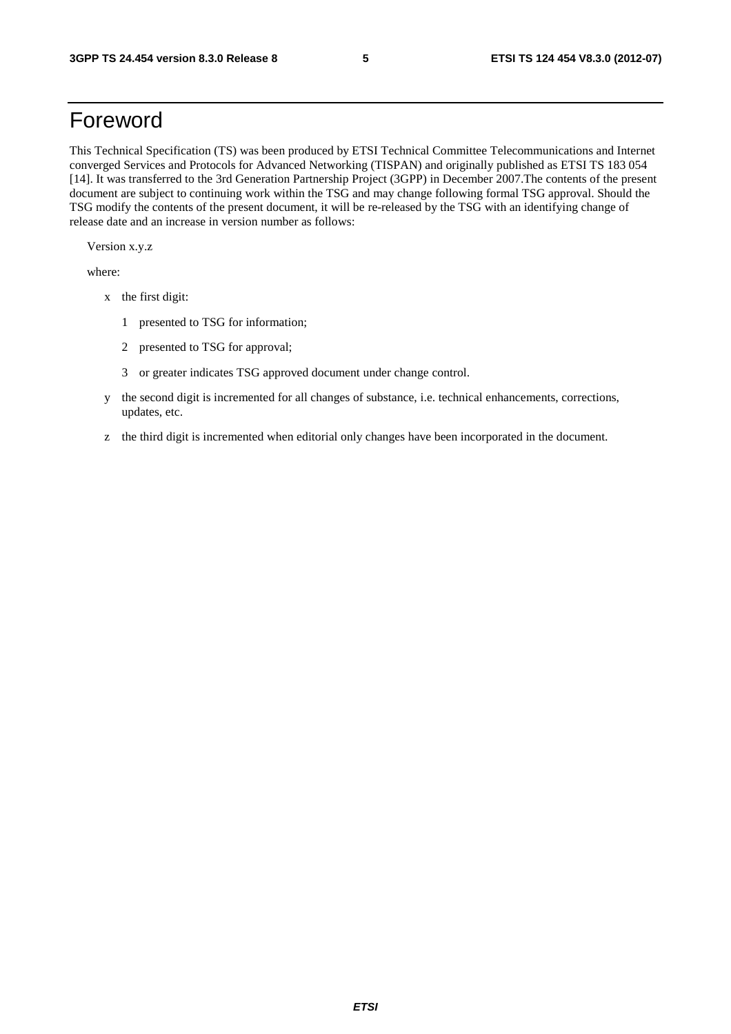# Foreword

This Technical Specification (TS) was been produced by ETSI Technical Committee Telecommunications and Internet converged Services and Protocols for Advanced Networking (TISPAN) and originally published as ETSI TS 183 054 [14]. It was transferred to the 3rd Generation Partnership Project (3GPP) in December 2007.The contents of the present document are subject to continuing work within the TSG and may change following formal TSG approval. Should the TSG modify the contents of the present document, it will be re-released by the TSG with an identifying change of release date and an increase in version number as follows:

Version x.y.z

where:

- x the first digit:
  - 1 presented to TSG for information;
  - 2 presented to TSG for approval;
  - 3 or greater indicates TSG approved document under change control.
- y the second digit is incremented for all changes of substance, i.e. technical enhancements, corrections, updates, etc.
- z the third digit is incremented when editorial only changes have been incorporated in the document.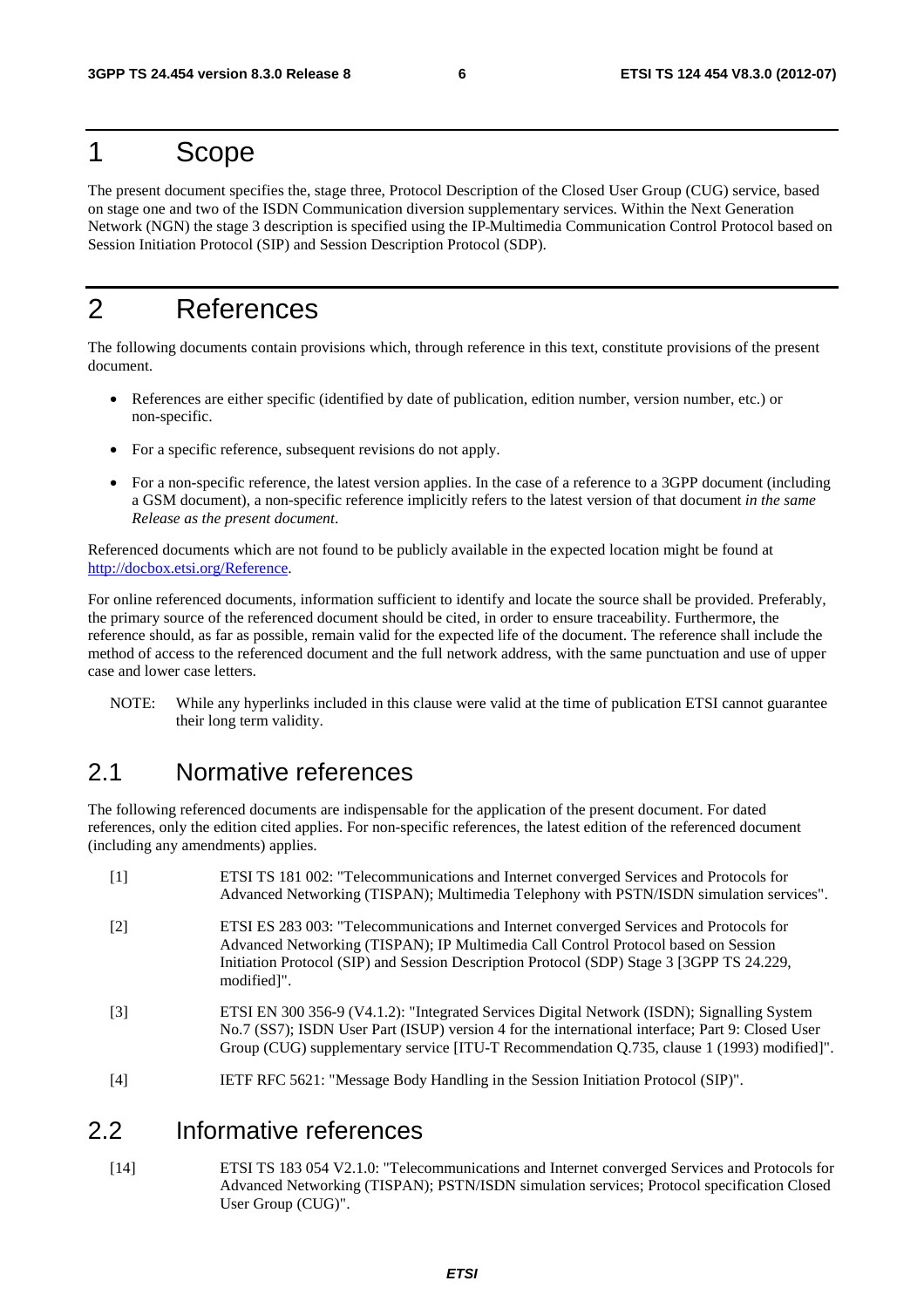# 1 Scope

The present document specifies the, stage three, Protocol Description of the Closed User Group (CUG) service, based on stage one and two of the ISDN Communication diversion supplementary services. Within the Next Generation Network (NGN) the stage 3 description is specified using the IP-Multimedia Communication Control Protocol based on Session Initiation Protocol (SIP) and Session Description Protocol (SDP).

# 2 References

The following documents contain provisions which, through reference in this text, constitute provisions of the present document.

- References are either specific (identified by date of publication, edition number, version number, etc.) or non-specific.
- For a specific reference, subsequent revisions do not apply.
- For a non-specific reference, the latest version applies. In the case of a reference to a 3GPP document (including a GSM document), a non-specific reference implicitly refers to the latest version of that document *in the same Release as the present document*.

Referenced documents which are not found to be publicly available in the expected location might be found at http://docbox.etsi.org/Reference.

For online referenced documents, information sufficient to identify and locate the source shall be provided. Preferably, the primary source of the referenced document should be cited, in order to ensure traceability. Furthermore, the reference should, as far as possible, remain valid for the expected life of the document. The reference shall include the method of access to the referenced document and the full network address, with the same punctuation and use of upper case and lower case letters.

NOTE: While any hyperlinks included in this clause were valid at the time of publication ETSI cannot guarantee their long term validity.

## 2.1 Normative references

The following referenced documents are indispensable for the application of the present document. For dated references, only the edition cited applies. For non-specific references, the latest edition of the referenced document (including any amendments) applies.

[1] ETSI TS 181 002: "Telecommunications and Internet converged Services and Protocols for Advanced Networking (TISPAN); Multimedia Telephony with PSTN/ISDN simulation services".

[2] ETSI ES 283 003: "Telecommunications and Internet converged Services and Protocols for Advanced Networking (TISPAN); IP Multimedia Call Control Protocol based on Session Initiation Protocol (SIP) and Session Description Protocol (SDP) Stage 3 [3GPP TS 24.229, modified]".

[3] ETSI EN 300 356-9 (V4.1.2): "Integrated Services Digital Network (ISDN); Signalling System No.7 (SS7); ISDN User Part (ISUP) version 4 for the international interface; Part 9: Closed User Group (CUG) supplementary service [ITU-T Recommendation Q.735, clause 1 (1993) modified]".

[4] IETF RFC 5621: "Message Body Handling in the Session Initiation Protocol (SIP)".

## 2.2 Informative references

[14] ETSI TS 183 054 V2.1.0: "Telecommunications and Internet converged Services and Protocols for Advanced Networking (TISPAN); PSTN/ISDN simulation services; Protocol specification Closed User Group (CUG)".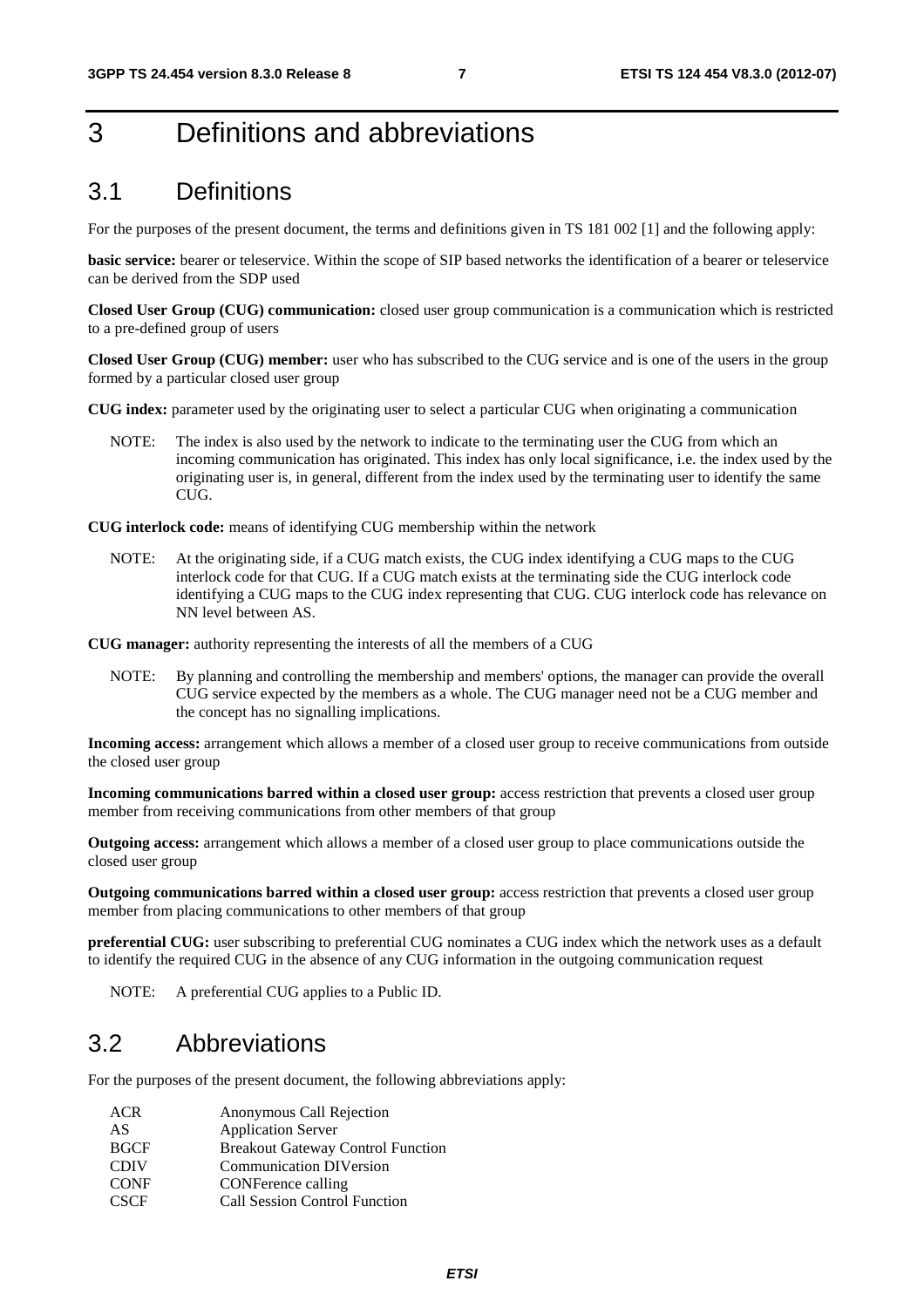# 3 Definitions and abbreviations

## 3.1 Definitions

For the purposes of the present document, the terms and definitions given in TS 181 002 [1] and the following apply:

**basic service:** bearer or teleservice. Within the scope of SIP based networks the identification of a bearer or teleservice can be derived from the SDP used

**Closed User Group (CUG) communication:** closed user group communication is a communication which is restricted to a pre-defined group of users

**Closed User Group (CUG) member:** user who has subscribed to the CUG service and is one of the users in the group formed by a particular closed user group

**CUG index:** parameter used by the originating user to select a particular CUG when originating a communication

NOTE: The index is also used by the network to indicate to the terminating user the CUG from which an incoming communication has originated. This index has only local significance, i.e. the index used by the originating user is, in general, different from the index used by the terminating user to identify the same CUG.

**CUG interlock code:** means of identifying CUG membership within the network

NOTE: At the originating side, if a CUG match exists, the CUG index identifying a CUG maps to the CUG interlock code for that CUG. If a CUG match exists at the terminating side the CUG interlock code identifying a CUG maps to the CUG index representing that CUG. CUG interlock code has relevance on NN level between AS.

**CUG manager:** authority representing the interests of all the members of a CUG

NOTE: By planning and controlling the membership and members' options, the manager can provide the overall CUG service expected by the members as a whole. The CUG manager need not be a CUG member and the concept has no signalling implications.

**Incoming access:** arrangement which allows a member of a closed user group to receive communications from outside the closed user group

**Incoming communications barred within a closed user group:** access restriction that prevents a closed user group member from receiving communications from other members of that group

**Outgoing access:** arrangement which allows a member of a closed user group to place communications outside the closed user group

**Outgoing communications barred within a closed user group:** access restriction that prevents a closed user group member from placing communications to other members of that group

**preferential CUG:** user subscribing to preferential CUG nominates a CUG index which the network uses as a default to identify the required CUG in the absence of any CUG information in the outgoing communication request

NOTE: A preferential CUG applies to a Public ID.

## 3.2 Abbreviations

For the purposes of the present document, the following abbreviations apply:

| | |
|---|---|
| ACR | Anonymous Call Rejection |
| AS | Application Server |
| BGCF | Breakout Gateway Control Function |
| CDIV | Communication DIVersion |
| CONF | CONFerence calling |
| CSCF | Call Session Control Function |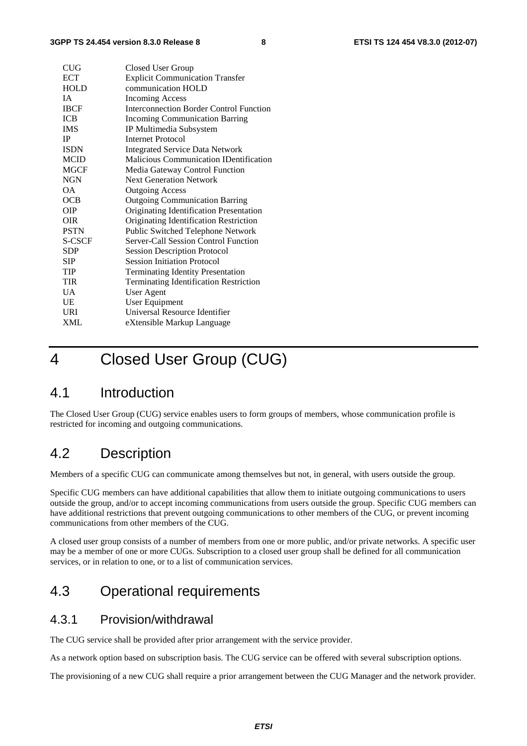| | |
|---|---|
| CUG | Closed User Group |
| ECT | Explicit Communication Transfer |
| HOLD | communication HOLD |
| IA | Incoming Access |
| IBCF | Interconnection Border Control Function |
| ICB | Incoming Communication Barring |
| IMS | IP Multimedia Subsystem |
| IP | Internet Protocol |
| ISDN | Integrated Service Data Network |
| MCID | Malicious Communication IDentification |
| MGCF | Media Gateway Control Function |
| NGN | Next Generation Network |
| OA | Outgoing Access |
| OCB | Outgoing Communication Barring |
| OIP | Originating Identification Presentation |
| OIR | Originating Identification Restriction |
| PSTN | Public Switched Telephone Network |
| S-CSCF | Server-Call Session Control Function |
| SDP | Session Description Protocol |
| SIP | Session Initiation Protocol |
| TIP | Terminating Identity Presentation |
| TIR | Terminating Identification Restriction |
| UA | User Agent |
| UE | User Equipment |
| URI | Universal Resource Identifier |
| XML | eXtensible Markup Language |

# 4 Closed User Group (CUG)

## 4.1 Introduction

The Closed User Group (CUG) service enables users to form groups of members, whose communication profile is restricted for incoming and outgoing communications.

## 4.2 Description

Members of a specific CUG can communicate among themselves but not, in general, with users outside the group.

Specific CUG members can have additional capabilities that allow them to initiate outgoing communications to users outside the group, and/or to accept incoming communications from users outside the group. Specific CUG members can have additional restrictions that prevent outgoing communications to other members of the CUG, or prevent incoming communications from other members of the CUG.

A closed user group consists of a number of members from one or more public, and/or private networks. A specific user may be a member of one or more CUGs. Subscription to a closed user group shall be defined for all communication services, or in relation to one, or to a list of communication services.

## 4.3 Operational requirements

### 4.3.1 Provision/withdrawal

The CUG service shall be provided after prior arrangement with the service provider.

As a network option based on subscription basis. The CUG service can be offered with several subscription options.

The provisioning of a new CUG shall require a prior arrangement between the CUG Manager and the network provider.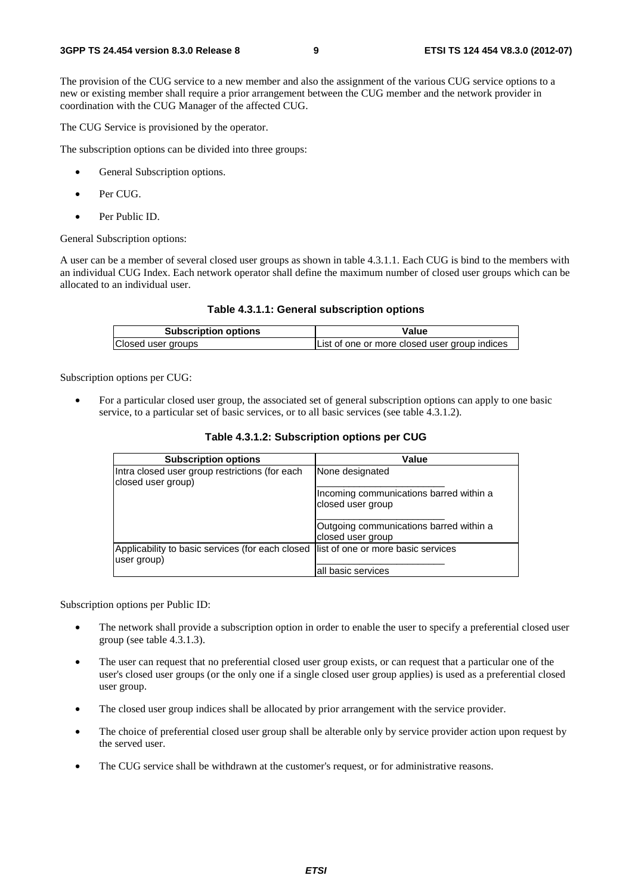The provision of the CUG service to a new member and also the assignment of the various CUG service options to a new or existing member shall require a prior arrangement between the CUG member and the network provider in coordination with the CUG Manager of the affected CUG.

The CUG Service is provisioned by the operator.

The subscription options can be divided into three groups:

- General Subscription options.
- Per CUG.
- Per Public ID.

General Subscription options:

A user can be a member of several closed user groups as shown in table 4.3.1.1. Each CUG is bind to the members with an individual CUG Index. Each network operator shall define the maximum number of closed user groups which can be allocated to an individual user.

**Table 4.3.1.1: General subscription options**

| Subscription options | Value |
| --- | --- |
| Closed user groups | List of one or more closed user group indices |

Subscription options per CUG:

- For a particular closed user group, the associated set of general subscription options can apply to one basic service, to a particular set of basic services, or to all basic services (see table 4.3.1.2).

**Table 4.3.1.2: Subscription options per CUG**

| Subscription options | Value |
| --- | --- |
| Intra closed user group restrictions (for each closed user group) | None designated |
| | Incoming communications barred within a closed user group |
| | Outgoing communications barred within a closed user group |
| Applicability to basic services (for each closed user group) | list of one or more basic services |
| | all basic services |

Subscription options per Public ID:

- The network shall provide a subscription option in order to enable the user to specify a preferential closed user group (see table 4.3.1.3).
- The user can request that no preferential closed user group exists, or can request that a particular one of the user's closed user groups (or the only one if a single closed user group applies) is used as a preferential closed user group.
- The closed user group indices shall be allocated by prior arrangement with the service provider.
- The choice of preferential closed user group shall be alterable only by service provider action upon request by the served user.
- The CUG service shall be withdrawn at the customer's request, or for administrative reasons.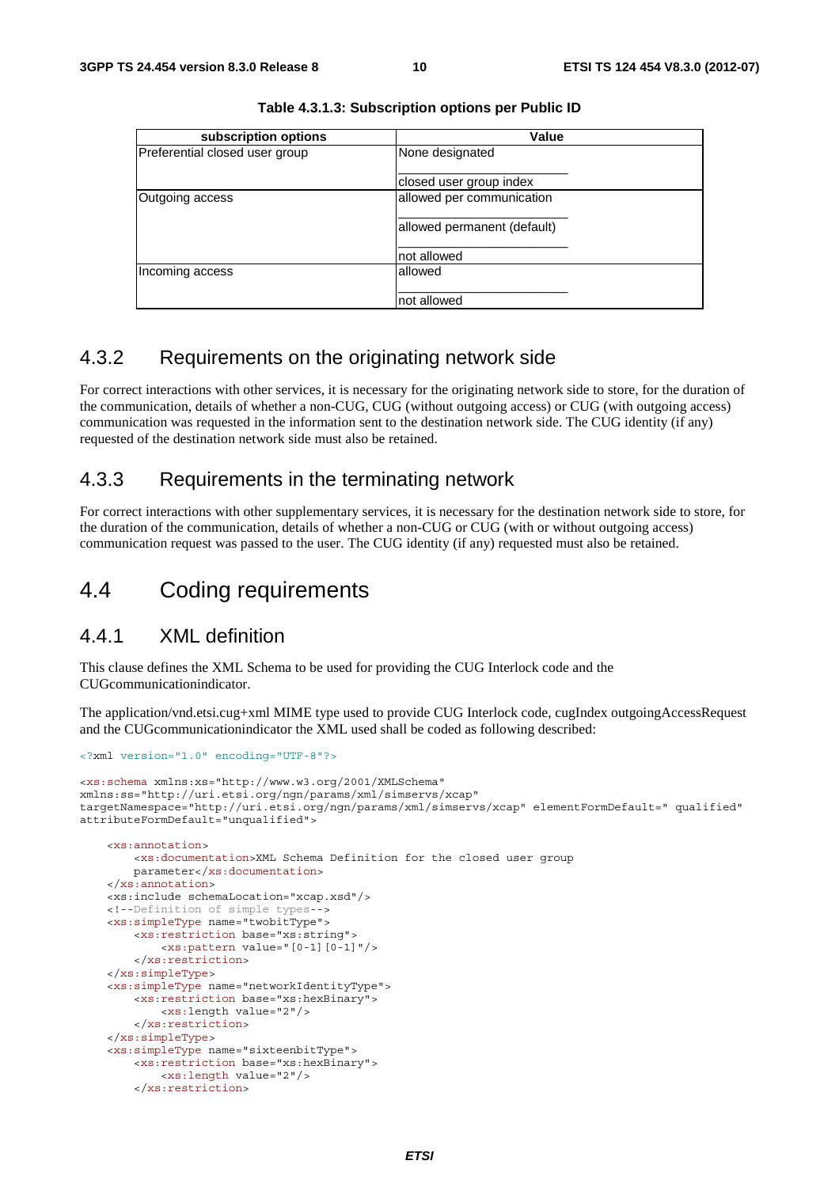**Table 4.3.1.3: Subscription options per Public ID**

| subscription options | Value |
|---|---|
| Preferential closed user group | None designated |
| | closed user group index |
| Outgoing access | allowed per communication |
| | allowed permanent (default) |
| | not allowed |
| Incoming access | allowed |
| | not allowed |

### 4.3.2 Requirements on the originating network side

For correct interactions with other services, it is necessary for the originating network side to store, for the duration of the communication, details of whether a non-CUG, CUG (without outgoing access) or CUG (with outgoing access) communication was requested in the information sent to the destination network side. The CUG identity (if any) requested of the destination network side must also be retained.

### 4.3.3 Requirements in the terminating network

For correct interactions with other supplementary services, it is necessary for the destination network side to store, for the duration of the communication, details of whether a non-CUG or CUG (with or without outgoing access) communication request was passed to the user. The CUG identity (if any) requested must also be retained.

## 4.4 Coding requirements

### 4.4.1 XML definition

This clause defines the XML Schema to be used for providing the CUG Interlock code and the CUGcommunicationindicator.

The application/vnd.etsi.cug+xml MIME type used to provide CUG Interlock code, cugIndex outgoingAccessRequest and the CUGcommunicationindicator the XML used shall be coded as following described:

```
<?xml version="1.0" encoding="UTF-8"?>

<xs:schema xmlns:xs="http://www.w3.org/2001/XMLSchema"
xmlns:ss="http://uri.etsi.org/ngn/params/xml/simservs/xcap"
targetNamespace="http://uri.etsi.org/ngn/params/xml/simservs/xcap" elementFormDefault=" qualified"
attributeFormDefault="unqualified">

    <xs:annotation>
        <xs:documentation>XML Schema Definition for the closed user group
        parameter</xs:documentation>
    </xs:annotation>
    <xs:include schemaLocation="xcap.xsd"/>
    <!--Definition of simple types-->
    <xs:simpleType name="twobitType">
        <xs:restriction base="xs:string">
            <xs:pattern value="[0-1][0-1]"/>
        </xs:restriction>
    </xs:simpleType>
    <xs:simpleType name="networkIdentityType">
        <xs:restriction base="xs:hexBinary">
            <xs:length value="2"/>
        </xs:restriction>
    </xs:simpleType>
    <xs:simpleType name="sixteenbitType">
        <xs:restriction base="xs:hexBinary">
            <xs:length value="2"/>
        </xs:restriction>
```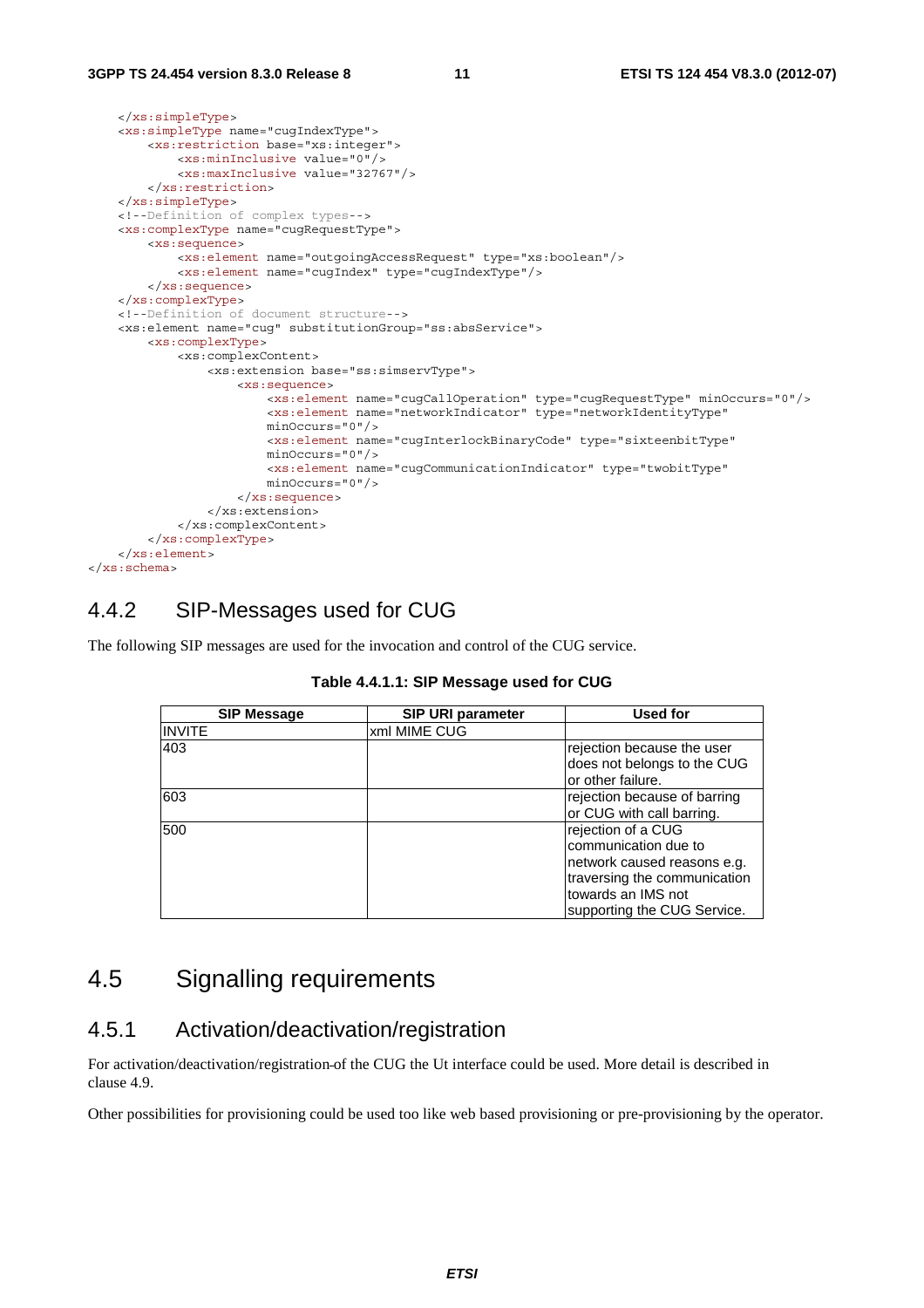```
    </xs:simpleType>
    <xs:simpleType name="cugIndexType">
        <xs:restriction base="xs:integer">
            <xs:minInclusive value="0"/>
            <xs:maxInclusive value="32767"/>
        </xs:restriction>
    </xs:simpleType>
    <!--Definition of complex types-->
    <xs:complexType name="cugRequestType">
        <xs:sequence>
            <xs:element name="outgoingAccessRequest" type="xs:boolean"/>
            <xs:element name="cugIndex" type="cugIndexType"/>
        </xs:sequence>
    </xs:complexType>
    <!--Definition of document structure-->
    <xs:element name="cug" substitutionGroup="ss:absService">
        <xs:complexType>
            <xs:complexContent>
                <xs:extension base="ss:simservType">
                    <xs:sequence>
                        <xs:element name="cugCallOperation" type="cugRequestType" minOccurs="0"/>
                        <xs:element name="networkIndicator" type="networkIdentityType"
                        minOccurs="0"/>
                        <xs:element name="cugInterlockBinaryCode" type="sixteenbitType"
                        minOccurs="0"/>
                        <xs:element name="cugCommunicationIndicator" type="twobitType"
                        minOccurs="0"/>
                    </xs:sequence>
                </xs:extension>
            </xs:complexContent>
        </xs:complexType>
    </xs:element>
</xs:schema>
```

### 4.4.2 SIP-Messages used for CUG

The following SIP messages are used for the invocation and control of the CUG service.

**Table 4.4.1.1: SIP Message used for CUG**

| SIP Message | SIP URI parameter | Used for |
|---|---|---|
| INVITE | xml MIME CUG | |
| 403 | | rejection because the user does not belongs to the CUG or other failure. |
| 603 | | rejection because of barring or CUG with call barring. |
| 500 | | rejection of a CUG communication due to network caused reasons e.g. traversing the communication towards an IMS not supporting the CUG Service. |

## 4.5 Signalling requirements

### 4.5.1 Activation/deactivation/registration

For activation/deactivation/registration of the CUG the Ut interface could be used. More detail is described in clause 4.9.

Other possibilities for provisioning could be used too like web based provisioning or pre-provisioning by the operator.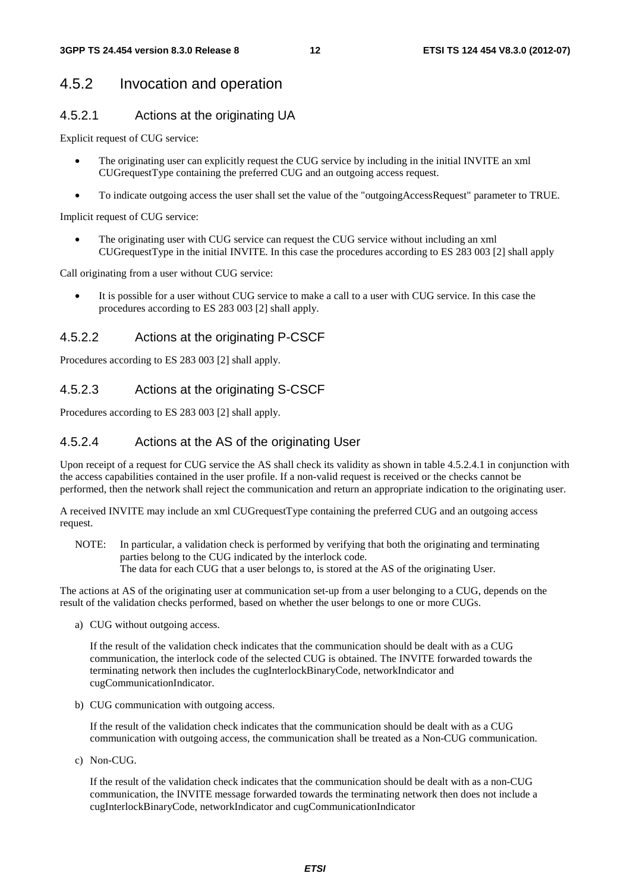## 4.5.2 Invocation and operation

### 4.5.2.1 Actions at the originating UA

Explicit request of CUG service:

- The originating user can explicitly request the CUG service by including in the initial INVITE an xml CUGrequestType containing the preferred CUG and an outgoing access request.
- To indicate outgoing access the user shall set the value of the "outgoingAccessRequest" parameter to TRUE.

Implicit request of CUG service:

- The originating user with CUG service can request the CUG service without including an xml CUGrequestType in the initial INVITE. In this case the procedures according to ES 283 003 [2] shall apply

Call originating from a user without CUG service:

- It is possible for a user without CUG service to make a call to a user with CUG service. In this case the procedures according to ES 283 003 [2] shall apply.

### 4.5.2.2 Actions at the originating P-CSCF

Procedures according to ES 283 003 [2] shall apply.

### 4.5.2.3 Actions at the originating S-CSCF

Procedures according to ES 283 003 [2] shall apply.

### 4.5.2.4 Actions at the AS of the originating User

Upon receipt of a request for CUG service the AS shall check its validity as shown in table 4.5.2.4.1 in conjunction with the access capabilities contained in the user profile. If a non-valid request is received or the checks cannot be performed, then the network shall reject the communication and return an appropriate indication to the originating user.

A received INVITE may include an xml CUGrequestType containing the preferred CUG and an outgoing access request.

NOTE: In particular, a validation check is performed by verifying that both the originating and terminating parties belong to the CUG indicated by the interlock code.
The data for each CUG that a user belongs to, is stored at the AS of the originating User.

The actions at AS of the originating user at communication set-up from a user belonging to a CUG, depends on the result of the validation checks performed, based on whether the user belongs to one or more CUGs.

a) CUG without outgoing access.

   If the result of the validation check indicates that the communication should be dealt with as a CUG communication, the interlock code of the selected CUG is obtained. The INVITE forwarded towards the terminating network then includes the cugInterlockBinaryCode, networkIndicator and cugCommunicationIndicator.

b) CUG communication with outgoing access.

   If the result of the validation check indicates that the communication should be dealt with as a CUG communication with outgoing access, the communication shall be treated as a Non-CUG communication.

c) Non-CUG.

   If the result of the validation check indicates that the communication should be dealt with as a non-CUG communication, the INVITE message forwarded towards the terminating network then does not include a cugInterlockBinaryCode, networkIndicator and cugCommunicationIndicator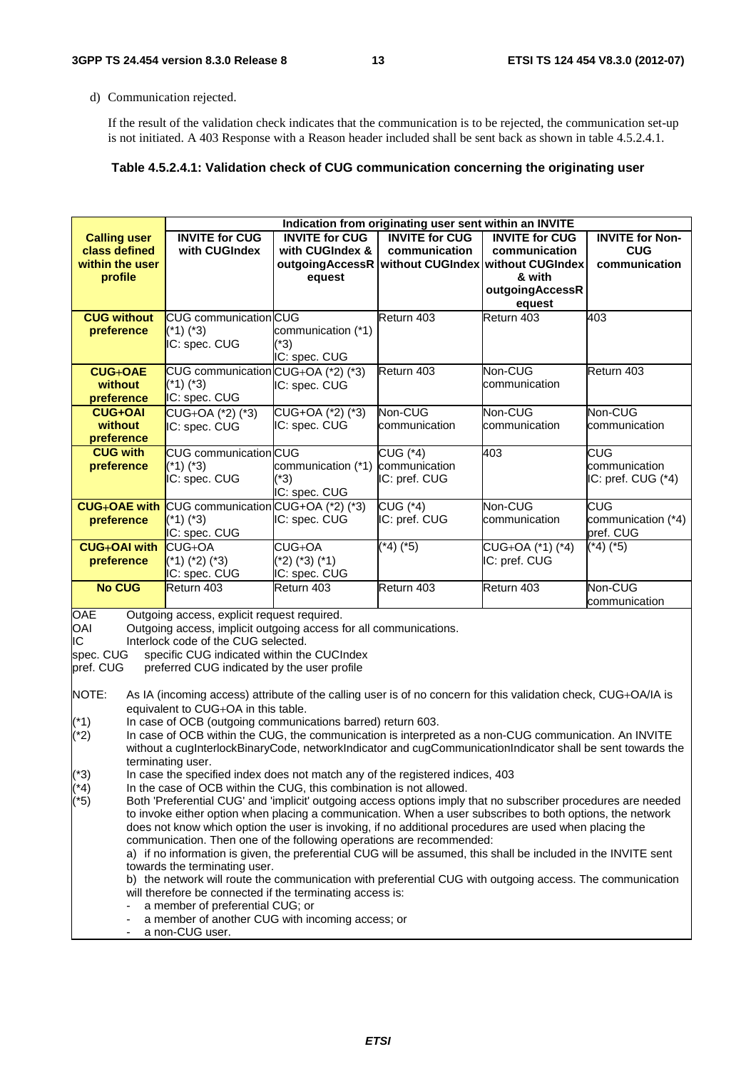d) Communication rejected.

If the result of the validation check indicates that the communication is to be rejected, the communication set-up is not initiated. A 403 Response with a Reason header included shall be sent back as shown in table 4.5.2.4.1.

**Table 4.5.2.4.1: Validation check of CUG communication concerning the originating user**

| Calling user class defined within the user profile | Indication from originating user sent within an INVITE | | | | |
|---|---|---|---|---|---|
| | **INVITE for CUG with CUGIndex** | **INVITE for CUG with CUGIndex & outgoingAccessRequest** | **INVITE for CUG communication without CUGIndex** | **INVITE for CUG communication without CUGIndex & with outgoingAccessRequest** | **INVITE for Non-CUG communication** |
| **CUG without preference** | CUG communication (*1) (*3) IC: spec. CUG | CUG communication (*1) (*3) IC: spec. CUG | Return 403 | Return 403 | 403 |
| **CUG+OAE without preference** | CUG communication (*1) (*3) IC: spec. CUG | CUG+OA (*2) (*3) IC: spec. CUG | Return 403 | Non-CUG communication | Return 403 |
| **CUG+OAI without preference** | CUG+OA (*2) (*3) IC: spec. CUG | CUG+OA (*2) (*3) IC: spec. CUG | Non-CUG communication | Non-CUG communication | Non-CUG communication |
| **CUG with preference** | CUG communication (*1) (*3) IC: spec. CUG | CUG communication (*1) (*3) IC: spec. CUG | CUG (*4) communication IC: pref. CUG | 403 | CUG communication IC: pref. CUG (*4) |
| **CUG+OAE with preference** | CUG communication (*1) (*3) IC: spec. CUG | CUG+OA (*2) (*3) IC: spec. CUG | CUG (*4) IC: pref. CUG | Non-CUG communication | CUG communication (*4) pref. CUG |
| **CUG+OAI with preference** | CUG+OA (*1) (*2) (*3) IC: spec. CUG | CUG+OA (*2) (*3) (*1) IC: spec. CUG | (*4) (*5) | CUG+OA (*1) (*4) IC: pref. CUG | (*4) (*5) |
| **No CUG** | Return 403 | Return 403 | Return 403 | Return 403 | Non-CUG communication |

OAE Outgoing access, explicit request required.
OAI Outgoing access, implicit outgoing access for all communications.
IC Interlock code of the CUG selected.
spec. CUG specific CUG indicated within the CUCIndex
pref. CUG preferred CUG indicated by the user profile

NOTE: As IA (incoming access) attribute of the calling user is of no concern for this validation check, CUG+OA/IA is equivalent to CUG+OA in this table.

(*1) In case of OCB (outgoing communications barred) return 603.

(*2) In case of OCB within the CUG, the communication is interpreted as a non-CUG communication. An INVITE without a cugInterlockBinaryCode, networkIndicator and cugCommunicationIndicator shall be sent towards the terminating user.

(*3) In case the specified index does not match any of the registered indices, 403

(*4) In the case of OCB within the CUG, this combination is not allowed.

(*5) Both 'Preferential CUG' and 'implicit' outgoing access options imply that no subscriber procedures are needed to invoke either option when placing a communication. When a user subscribes to both options, the network does not know which option the user is invoking, if no additional procedures are used when placing the communication. Then one of the following operations are recommended:
a) if no information is given, the preferential CUG will be assumed, this shall be included in the INVITE sent towards the terminating user.
b) the network will route the communication with preferential CUG with outgoing access. The communication will therefore be connected if the terminating access is:
- a member of preferential CUG; or
- a member of another CUG with incoming access; or
- a non-CUG user.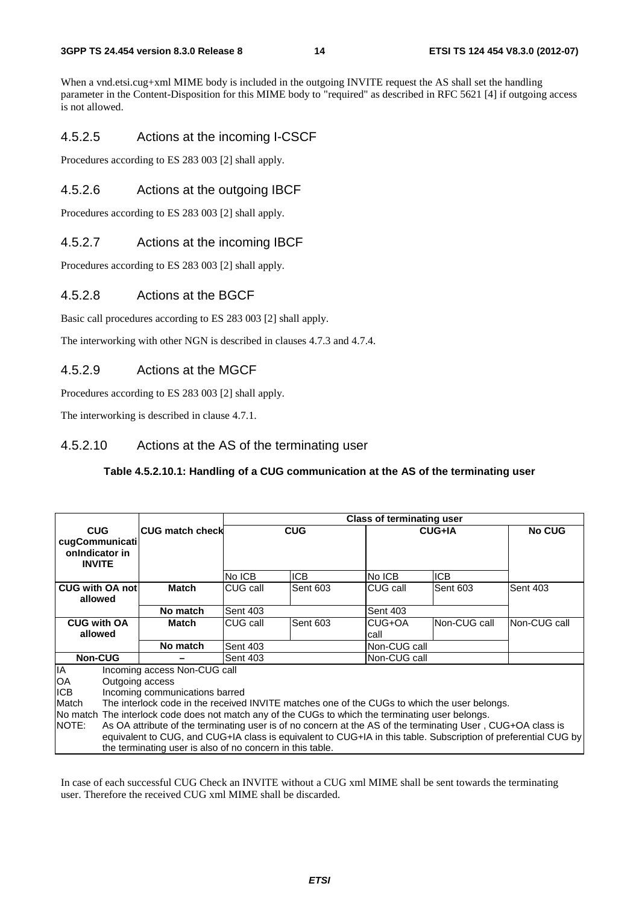When a vnd.etsi.cug+xml MIME body is included in the outgoing INVITE request the AS shall set the handling parameter in the Content-Disposition for this MIME body to "required" as described in RFC 5621 [4] if outgoing access is not allowed.

### 4.5.2.5 Actions at the incoming I-CSCF

Procedures according to ES 283 003 [2] shall apply.

### 4.5.2.6 Actions at the outgoing IBCF

Procedures according to ES 283 003 [2] shall apply.

### 4.5.2.7 Actions at the incoming IBCF

Procedures according to ES 283 003 [2] shall apply.

### 4.5.2.8 Actions at the BGCF

Basic call procedures according to ES 283 003 [2] shall apply.

The interworking with other NGN is described in clauses 4.7.3 and 4.7.4.

### 4.5.2.9 Actions at the MGCF

Procedures according to ES 283 003 [2] shall apply.

The interworking is described in clause 4.7.1.

### 4.5.2.10 Actions at the AS of the terminating user

**Table 4.5.2.10.1: Handling of a CUG communication at the AS of the terminating user**

| CUG cugCommunicationIndicator in INVITE | CUG match check | Class of terminating user | | | | |
|---|---|---|---|---|---|---|
| | | CUG | | CUG+IA | | No CUG |
| | | No ICB | ICB | No ICB | ICB | |
| **CUG with OA not allowed** | **Match** | CUG call | Sent 603 | CUG call | Sent 603 | Sent 403 |
| | **No match** | Sent 403 | | Sent 403 | | |
| **CUG with OA allowed** | **Match** | CUG call | Sent 603 | CUG+OA call | Non-CUG call | Non-CUG call |
| | **No match** | Sent 403 | | Non-CUG call | | |
| **Non-CUG** | **–** | Sent 403 | | Non-CUG call | | |

IA Incoming access Non-CUG call
OA Outgoing access
ICB Incoming communications barred
Match The interlock code in the received INVITE matches one of the CUGs to which the user belongs.
No match The interlock code does not match any of the CUGs to which the terminating user belongs.
NOTE: As OA attribute of the terminating user is of no concern at the AS of the terminating User , CUG+OA class is equivalent to CUG, and CUG+IA class is equivalent to CUG+IA in this table. Subscription of preferential CUG by the terminating user is also of no concern in this table.

In case of each successful CUG Check an INVITE without a CUG xml MIME shall be sent towards the terminating user. Therefore the received CUG xml MIME shall be discarded.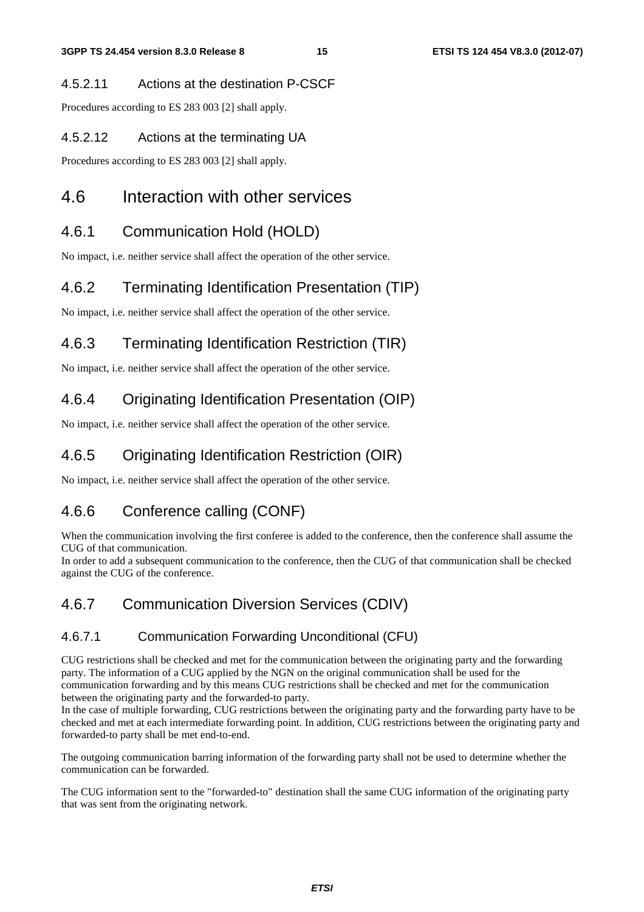#### 4.5.2.11 Actions at the destination P-CSCF

Procedures according to ES 283 003 [2] shall apply.

#### 4.5.2.12 Actions at the terminating UA

Procedures according to ES 283 003 [2] shall apply.

## 4.6 Interaction with other services

### 4.6.1 Communication Hold (HOLD)

No impact, i.e. neither service shall affect the operation of the other service.

### 4.6.2 Terminating Identification Presentation (TIP)

No impact, i.e. neither service shall affect the operation of the other service.

### 4.6.3 Terminating Identification Restriction (TIR)

No impact, i.e. neither service shall affect the operation of the other service.

### 4.6.4 Originating Identification Presentation (OIP)

No impact, i.e. neither service shall affect the operation of the other service.

### 4.6.5 Originating Identification Restriction (OIR)

No impact, i.e. neither service shall affect the operation of the other service.

### 4.6.6 Conference calling (CONF)

When the communication involving the first conferee is added to the conference, then the conference shall assume the CUG of that communication.
In order to add a subsequent communication to the conference, then the CUG of that communication shall be checked against the CUG of the conference.

### 4.6.7 Communication Diversion Services (CDIV)

#### 4.6.7.1 Communication Forwarding Unconditional (CFU)

CUG restrictions shall be checked and met for the communication between the originating party and the forwarding party. The information of a CUG applied by the NGN on the original communication shall be used for the communication forwarding and by this means CUG restrictions shall be checked and met for the communication between the originating party and the forwarded-to party.
In the case of multiple forwarding, CUG restrictions between the originating party and the forwarding party have to be checked and met at each intermediate forwarding point. In addition, CUG restrictions between the originating party and forwarded-to party shall be met end-to-end.

The outgoing communication barring information of the forwarding party shall not be used to determine whether the communication can be forwarded.

The CUG information sent to the "forwarded-to" destination shall the same CUG information of the originating party that was sent from the originating network.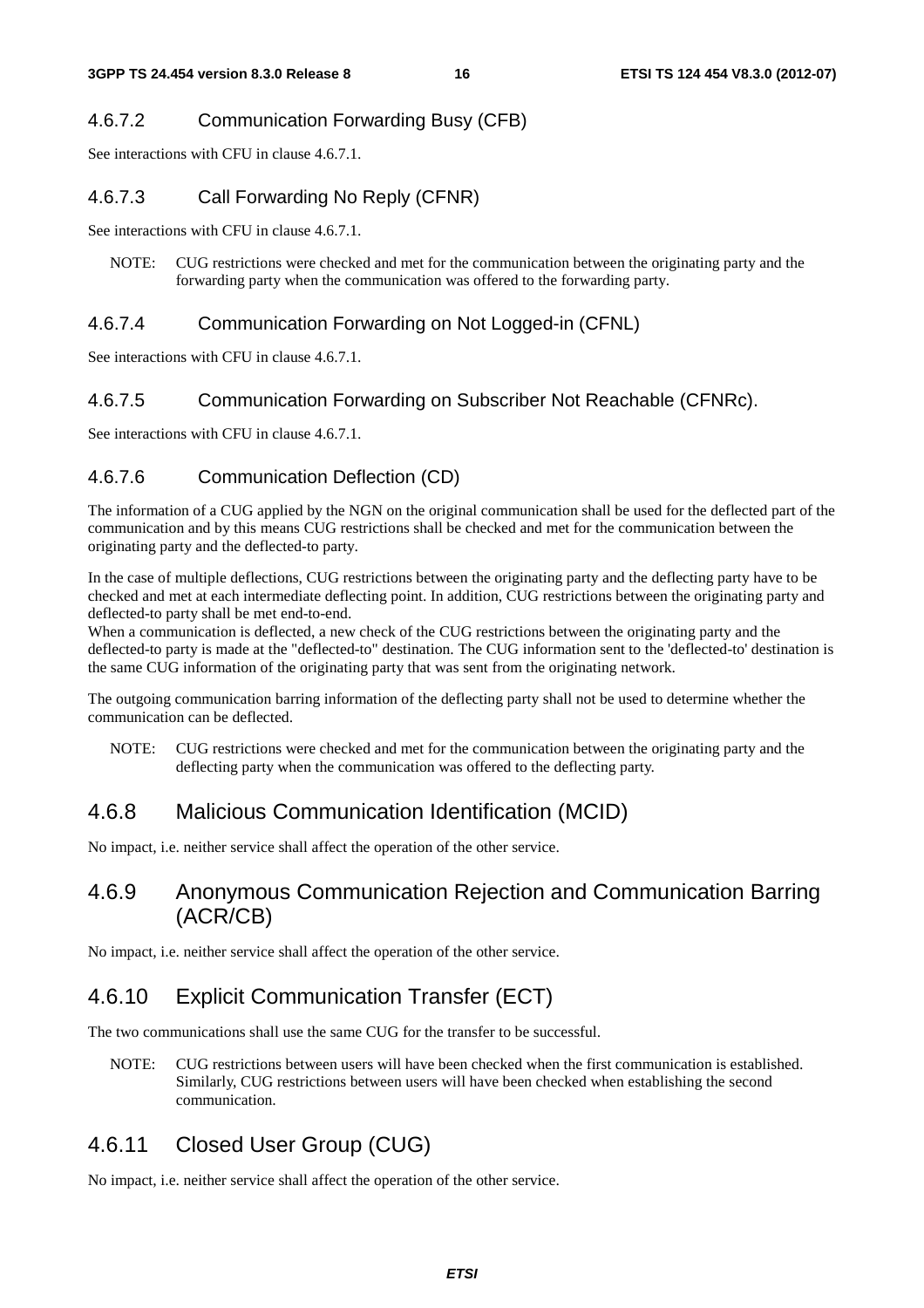#### 4.6.7.2 Communication Forwarding Busy (CFB)

See interactions with CFU in clause 4.6.7.1.

#### 4.6.7.3 Call Forwarding No Reply (CFNR)

See interactions with CFU in clause 4.6.7.1.

NOTE: CUG restrictions were checked and met for the communication between the originating party and the forwarding party when the communication was offered to the forwarding party.

#### 4.6.7.4 Communication Forwarding on Not Logged-in (CFNL)

See interactions with CFU in clause 4.6.7.1.

#### 4.6.7.5 Communication Forwarding on Subscriber Not Reachable (CFNRc).

See interactions with CFU in clause 4.6.7.1.

#### 4.6.7.6 Communication Deflection (CD)

The information of a CUG applied by the NGN on the original communication shall be used for the deflected part of the communication and by this means CUG restrictions shall be checked and met for the communication between the originating party and the deflected-to party.

In the case of multiple deflections, CUG restrictions between the originating party and the deflecting party have to be checked and met at each intermediate deflecting point. In addition, CUG restrictions between the originating party and deflected-to party shall be met end-to-end.
When a communication is deflected, a new check of the CUG restrictions between the originating party and the deflected-to party is made at the "deflected-to" destination. The CUG information sent to the 'deflected-to' destination is the same CUG information of the originating party that was sent from the originating network.

The outgoing communication barring information of the deflecting party shall not be used to determine whether the communication can be deflected.

NOTE: CUG restrictions were checked and met for the communication between the originating party and the deflecting party when the communication was offered to the deflecting party.

### 4.6.8 Malicious Communication Identification (MCID)

No impact, i.e. neither service shall affect the operation of the other service.

### 4.6.9 Anonymous Communication Rejection and Communication Barring (ACR/CB)

No impact, i.e. neither service shall affect the operation of the other service.

### 4.6.10 Explicit Communication Transfer (ECT)

The two communications shall use the same CUG for the transfer to be successful.

NOTE: CUG restrictions between users will have been checked when the first communication is established. Similarly, CUG restrictions between users will have been checked when establishing the second communication.

### 4.6.11 Closed User Group (CUG)

No impact, i.e. neither service shall affect the operation of the other service.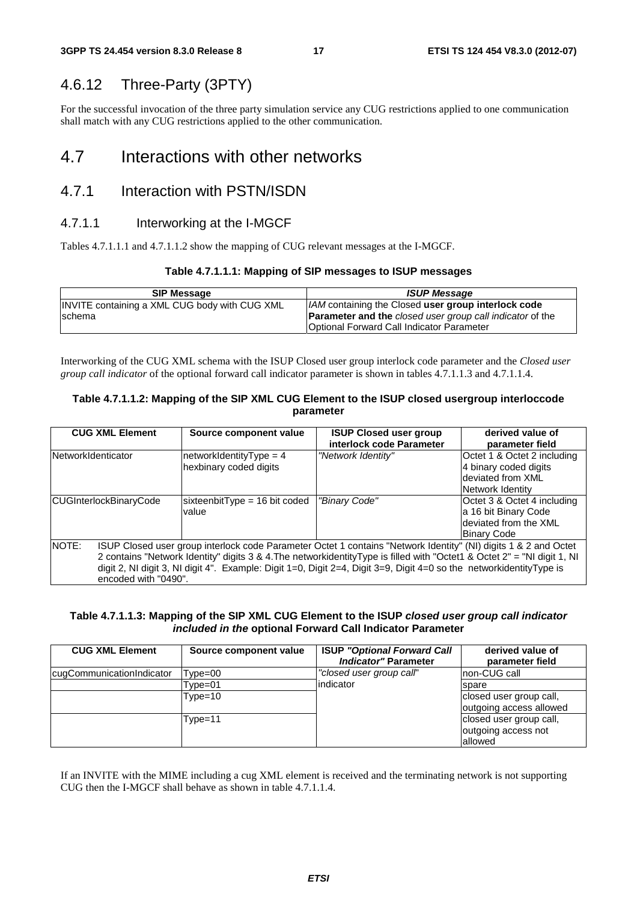## 4.6.12 Three-Party (3PTY)

For the successful invocation of the three party simulation service any CUG restrictions applied to one communication shall match with any CUG restrictions applied to the other communication.

# 4.7 Interactions with other networks

## 4.7.1 Interaction with PSTN/ISDN

### 4.7.1.1 Interworking at the I-MGCF

Tables 4.7.1.1.1 and 4.7.1.1.2 show the mapping of CUG relevant messages at the I-MGCF.

**Table 4.7.1.1.1: Mapping of SIP messages to ISUP messages**

| SIP Message | *ISUP Message* |
|---|---|
| INVITE containing a XML CUG body with CUG XML schema | *IAM* containing the Closed **user group interlock code Parameter and the** *closed user group call indicator* of the Optional Forward Call Indicator Parameter |

Interworking of the CUG XML schema with the ISUP Closed user group interlock code parameter and the *Closed user group call indicator* of the optional forward call indicator parameter is shown in tables 4.7.1.1.3 and 4.7.1.1.4.

**Table 4.7.1.1.2: Mapping of the SIP XML CUG Element to the ISUP closed usergroup interloccode parameter**

| CUG XML Element | Source component value | ISUP Closed user group interlock code Parameter | derived value of parameter field |
|---|---|---|---|
| NetworkIdenticator | networkIdentityType = 4 hexbinary coded digits | *"Network Identity"* | Octet 1 & Octet 2 including 4 binary coded digits deviated from XML Network Identity |
| CUGInterlockBinaryCode | sixteenbitType = 16 bit coded value | *"Binary Code"* | Octet 3 & Octet 4 including a 16 bit Binary Code deviated from the XML Binary Code |
| NOTE: ISUP Closed user group interlock code Parameter Octet 1 contains "Network Identity" (NI) digits 1 & 2 and Octet 2 contains "Network Identity" digits 3 & 4.The networkidentityType is filled with "Octet1 & Octet 2" = "NI digit 1, NI digit 2, NI digit 3, NI digit 4". Example: Digit 1=0, Digit 2=4, Digit 3=9, Digit 4=0 so the networkidentityType is encoded with "0490". | | | |

**Table 4.7.1.1.3: Mapping of the SIP XML CUG Element to the ISUP *closed user group call indicator included in the* optional Forward Call Indicator Parameter**

| CUG XML Element | Source component value | ISUP *"Optional Forward Call Indicator"* Parameter | derived value of parameter field |
|---|---|---|---|
| cugCommunicationIndicator | Type=00 | *"closed user group call"* indicator | non-CUG call |
| | Type=01 | | spare |
| | Type=10 | | closed user group call, outgoing access allowed |
| | Type=11 | | closed user group call, outgoing access not allowed |

If an INVITE with the MIME including a cug XML element is received and the terminating network is not supporting CUG then the I-MGCF shall behave as shown in table 4.7.1.1.4.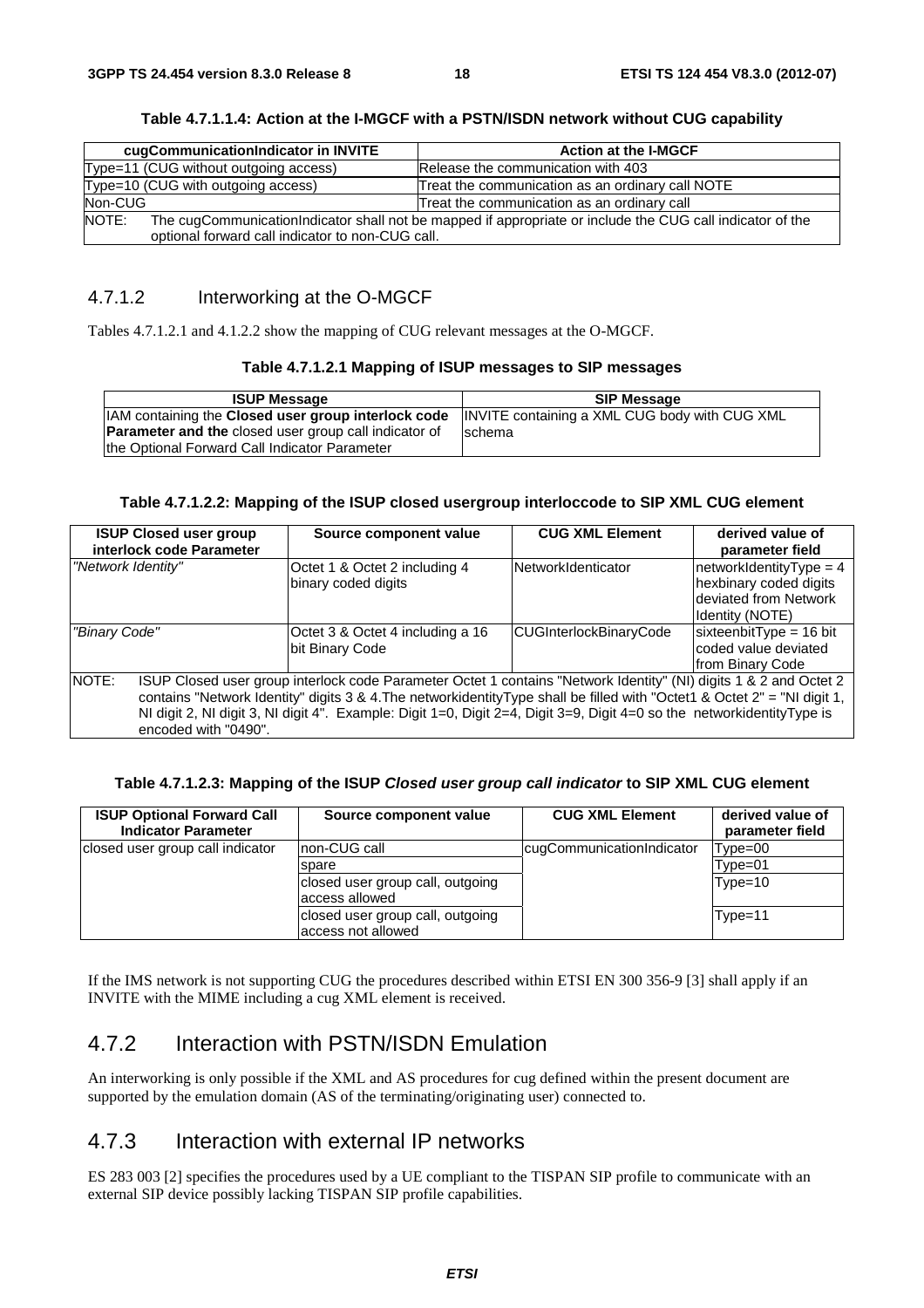**Table 4.7.1.1.4: Action at the I-MGCF with a PSTN/ISDN network without CUG capability**

| cugCommunicationIndicator in INVITE | Action at the I-MGCF |
|---|---|
| Type=11 (CUG without outgoing access) | Release the communication with 403 |
| Type=10 (CUG with outgoing access) | Treat the communication as an ordinary call NOTE |
| Non-CUG | Treat the communication as an ordinary call |
| NOTE: The cugCommunicationIndicator shall not be mapped if appropriate or include the CUG call indicator of the optional forward call indicator to non-CUG call. | |

### 4.7.1.2 Interworking at the O-MGCF

Tables 4.7.1.2.1 and 4.1.2.2 show the mapping of CUG relevant messages at the O-MGCF.

**Table 4.7.1.2.1 Mapping of ISUP messages to SIP messages**

| ISUP Message | SIP Message |
|---|---|
| IAM containing the **Closed user group interlock code Parameter and the** closed user group call indicator of the Optional Forward Call Indicator Parameter | INVITE containing a XML CUG body with CUG XML schema |

**Table 4.7.1.2.2: Mapping of the ISUP closed usergroup interloccode to SIP XML CUG element**

| ISUP Closed user group interlock code Parameter | Source component value | CUG XML Element | derived value of parameter field |
|---|---|---|---|
| *"Network Identity"* | Octet 1 & Octet 2 including 4 binary coded digits | NetworkIdenticator | networkIdentityType = 4 hexbinary coded digits deviated from Network Identity (NOTE) |
| *"Binary Code"* | Octet 3 & Octet 4 including a 16 bit Binary Code | CUGInterlockBinaryCode | sixteenbitType = 16 bit coded value deviated from Binary Code |
| NOTE: ISUP Closed user group interlock code Parameter Octet 1 contains "Network Identity" (NI) digits 1 & 2 and Octet 2 contains "Network Identity" digits 3 & 4.The networkidentityType shall be filled with "Octet1 & Octet 2" = "NI digit 1, NI digit 2, NI digit 3, NI digit 4". Example: Digit 1=0, Digit 2=4, Digit 3=9, Digit 4=0 so the networkidentityType is encoded with "0490". | | | |

**Table 4.7.1.2.3: Mapping of the ISUP *Closed user group call indicator* to SIP XML CUG element**

| ISUP Optional Forward Call Indicator Parameter | Source component value | CUG XML Element | derived value of parameter field |
|---|---|---|---|
| closed user group call indicator | non-CUG call | cugCommunicationIndicator | Type=00 |
| | spare | | Type=01 |
| | closed user group call, outgoing access allowed | | Type=10 |
| | closed user group call, outgoing access not allowed | | Type=11 |

If the IMS network is not supporting CUG the procedures described within ETSI EN 300 356-9 [3] shall apply if an INVITE with the MIME including a cug XML element is received.

## 4.7.2 Interaction with PSTN/ISDN Emulation

An interworking is only possible if the XML and AS procedures for cug defined within the present document are supported by the emulation domain (AS of the terminating/originating user) connected to.

## 4.7.3 Interaction with external IP networks

ES 283 003 [2] specifies the procedures used by a UE compliant to the TISPAN SIP profile to communicate with an external SIP device possibly lacking TISPAN SIP profile capabilities.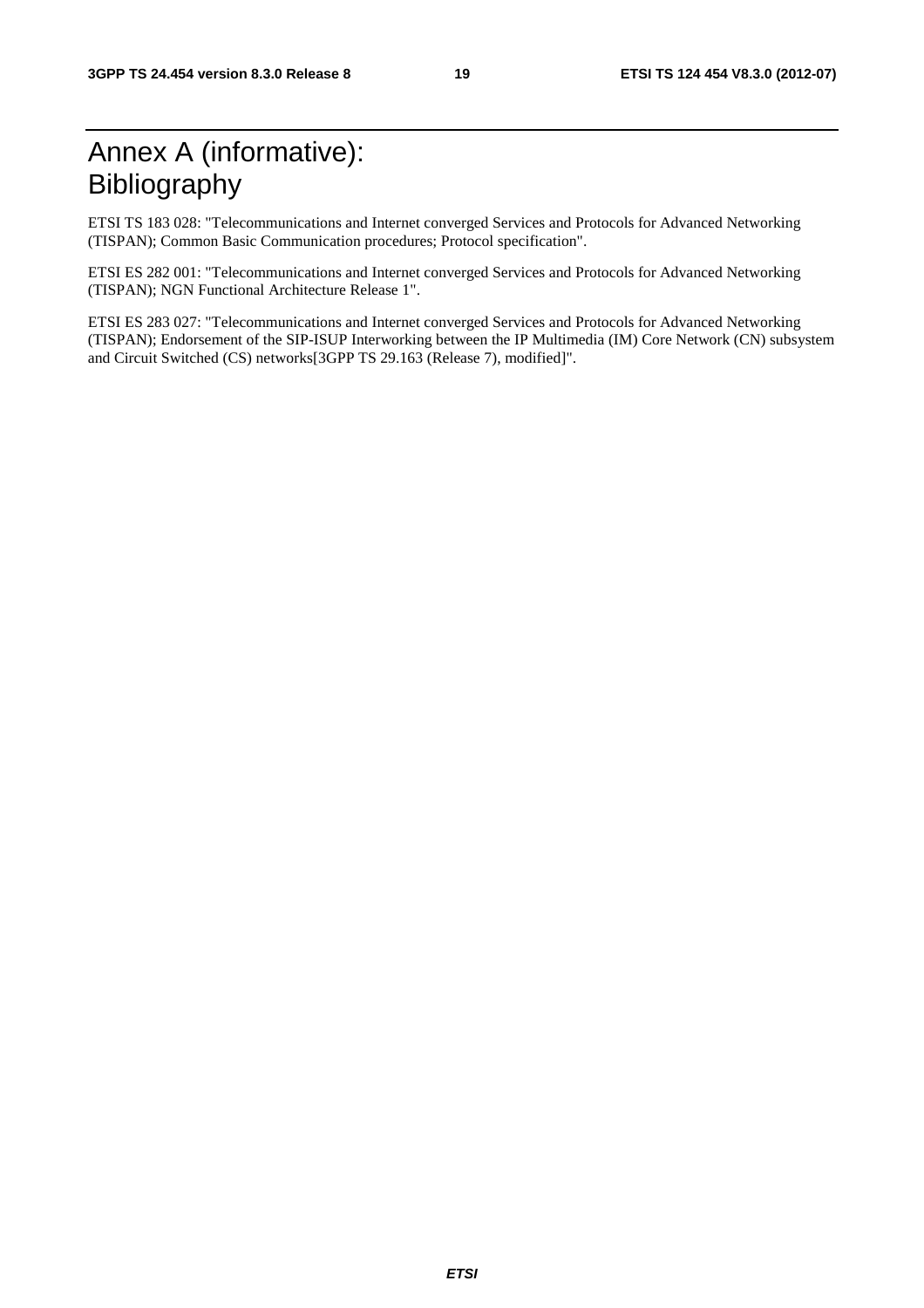# Annex A (informative): Bibliography

ETSI TS 183 028: "Telecommunications and Internet converged Services and Protocols for Advanced Networking (TISPAN); Common Basic Communication procedures; Protocol specification".

ETSI ES 282 001: "Telecommunications and Internet converged Services and Protocols for Advanced Networking (TISPAN); NGN Functional Architecture Release 1".

ETSI ES 283 027: "Telecommunications and Internet converged Services and Protocols for Advanced Networking (TISPAN); Endorsement of the SIP-ISUP Interworking between the IP Multimedia (IM) Core Network (CN) subsystem and Circuit Switched (CS) networks[3GPP TS 29.163 (Release 7), modified]".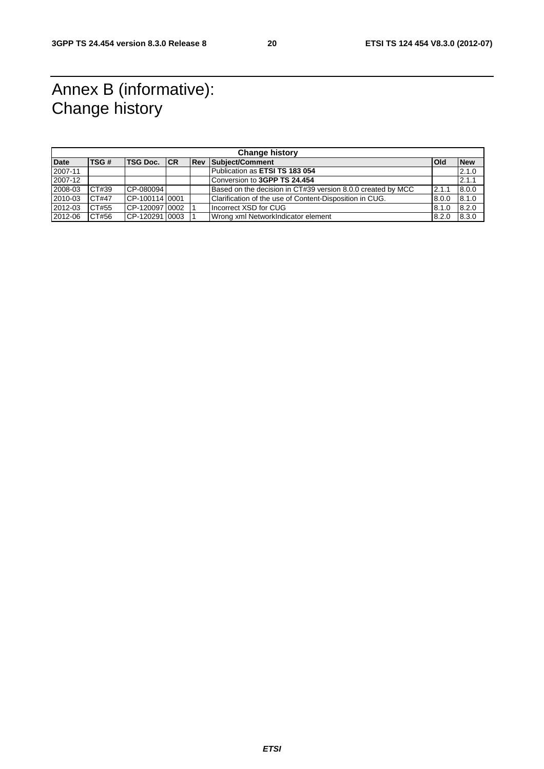# Annex B (informative): Change history

| Change history | | | | | | | |
|---|---|---|---|---|---|---|---|
| **Date** | **TSG #** | **TSG Doc.** | **CR** | **Rev** | **Subject/Comment** | **Old** | **New** |
| 2007-11 | | | | | Publication as **ETSI TS 183 054** | | 2.1.0 |
| 2007-12 | | | | | Conversion to **3GPP TS 24.454** | | 2.1.1 |
| 2008-03 | CT#39 | CP-080094 | | | Based on the decision in CT#39 version 8.0.0 created by MCC | 2.1.1 | 8.0.0 |
| 2010-03 | CT#47 | CP-100114 | 0001 | | Clarification of the use of Content-Disposition in CUG. | 8.0.0 | 8.1.0 |
| 2012-03 | CT#55 | CP-120097 | 0002 | 1 | Incorrect XSD for CUG | 8.1.0 | 8.2.0 |
| 2012-06 | CT#56 | CP-120291 | 0003 | 1 | Wrong xml NetworkIndicator element | 8.2.0 | 8.3.0 |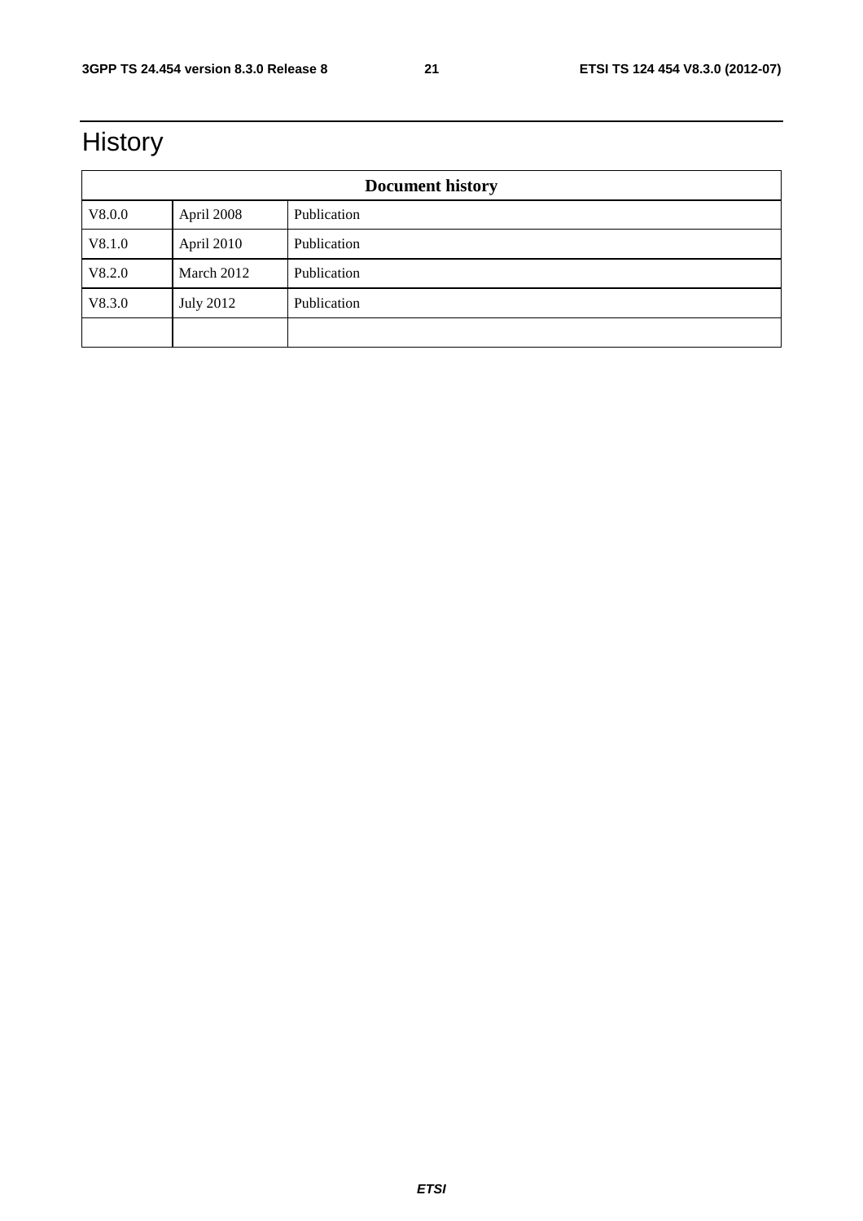# History

| Document history | | |
|---|---|---|
| V8.0.0 | April 2008 | Publication |
| V8.1.0 | April 2010 | Publication |
| V8.2.0 | March 2012 | Publication |
| V8.3.0 | July 2012 | Publication |
| | | |